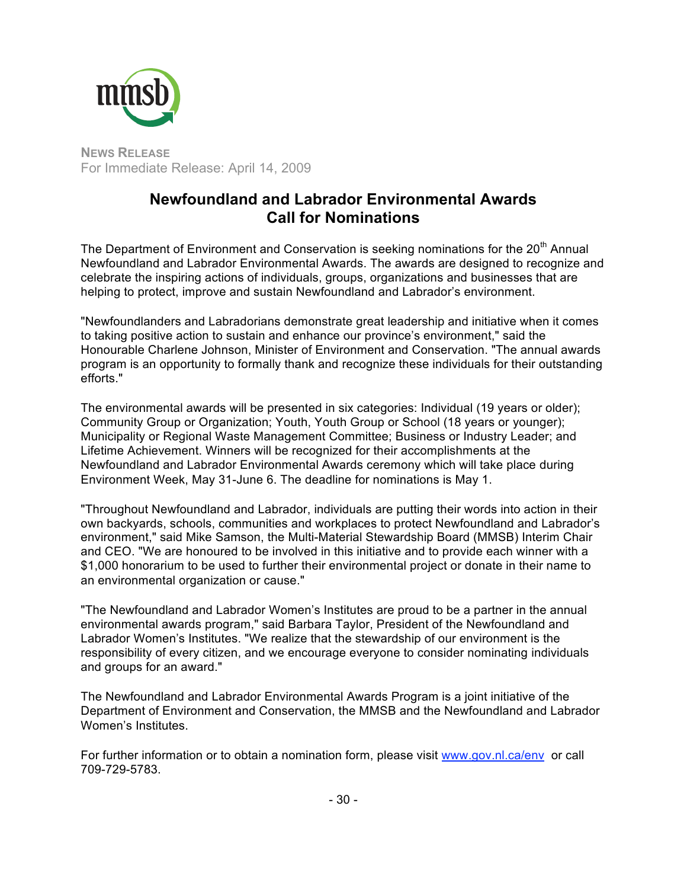mmsb

NEWS RELEASE
For Immediate Release: April 14, 2009

# Newfoundland and Labrador Environmental Awards Call for Nominations

The Department of Environment and Conservation is seeking nominations for the 20th Annual Newfoundland and Labrador Environmental Awards. The awards are designed to recognize and celebrate the inspiring actions of individuals, groups, organizations and businesses that are helping to protect, improve and sustain Newfoundland and Labrador's environment.

"Newfoundlanders and Labradorians demonstrate great leadership and initiative when it comes to taking positive action to sustain and enhance our province's environment," said the Honourable Charlene Johnson, Minister of Environment and Conservation. "The annual awards program is an opportunity to formally thank and recognize these individuals for their outstanding efforts."

The environmental awards will be presented in six categories: Individual (19 years or older); Community Group or Organization; Youth, Youth Group or School (18 years or younger); Municipality or Regional Waste Management Committee; Business or Industry Leader; and Lifetime Achievement. Winners will be recognized for their accomplishments at the Newfoundland and Labrador Environmental Awards ceremony which will take place during Environment Week, May 31-June 6. The deadline for nominations is May 1.

"Throughout Newfoundland and Labrador, individuals are putting their words into action in their own backyards, schools, communities and workplaces to protect Newfoundland and Labrador's environment," said Mike Samson, the Multi-Material Stewardship Board (MMSB) Interim Chair and CEO. "We are honoured to be involved in this initiative and to provide each winner with a $1,000 honorarium to be used to further their environmental project or donate in their name to an environmental organization or cause."

"The Newfoundland and Labrador Women's Institutes are proud to be a partner in the annual environmental awards program," said Barbara Taylor, President of the Newfoundland and Labrador Women's Institutes. "We realize that the stewardship of our environment is the responsibility of every citizen, and we encourage everyone to consider nominating individuals and groups for an award."

The Newfoundland and Labrador Environmental Awards Program is a joint initiative of the Department of Environment and Conservation, the MMSB and the Newfoundland and Labrador Women's Institutes.

For further information or to obtain a nomination form, please visit www.gov.nl.ca/env or call 709-729-5783.

- 30 -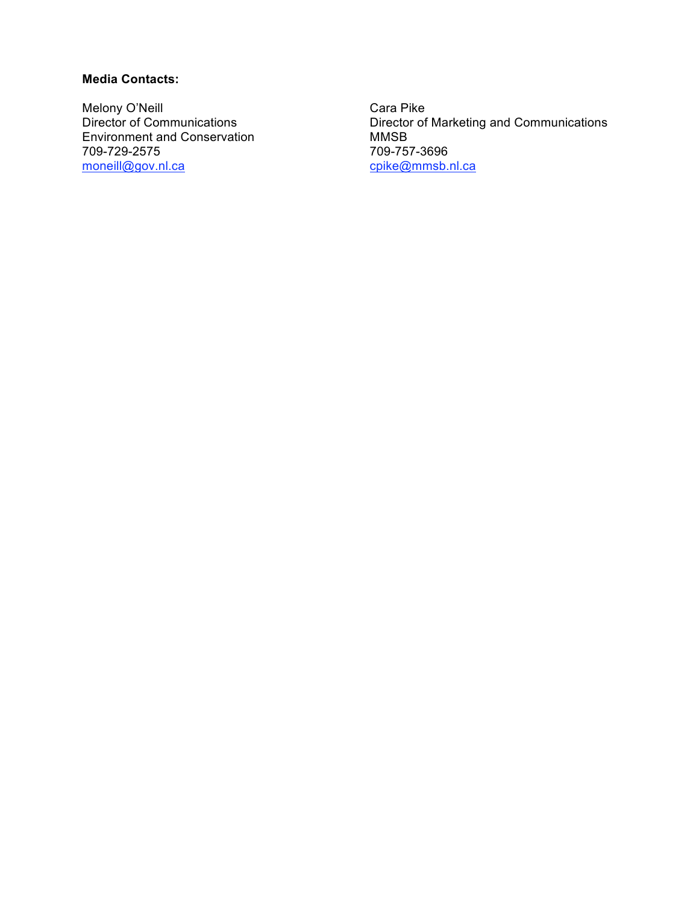**Media Contacts:**

Melony O'Neill
Director of Communications
Environment and Conservation
709-729-2575
moneill@gov.nl.ca

Cara Pike
Director of Marketing and Communications
MMSB
709-757-3696
cpike@mmsb.nl.ca